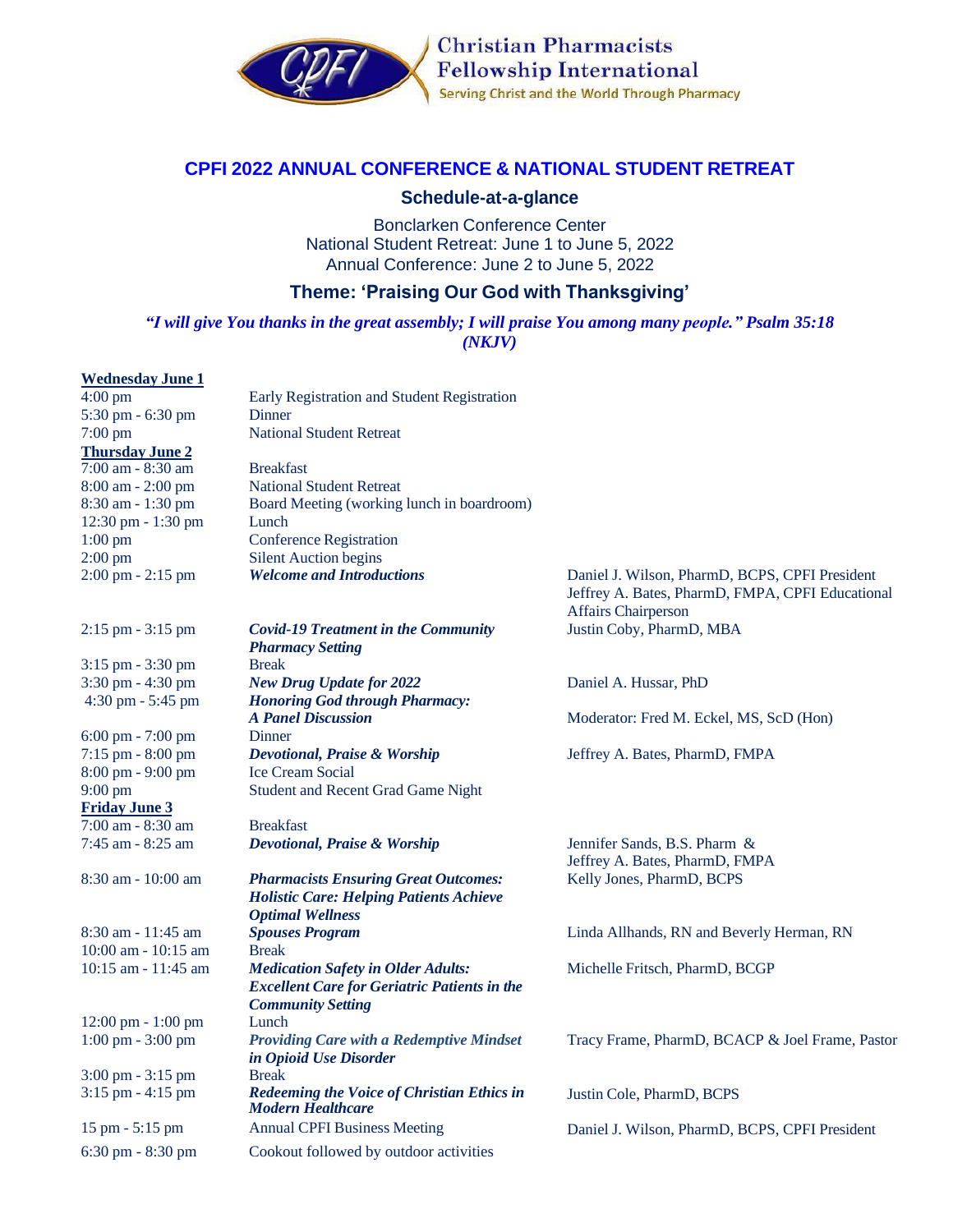Christian Pharmacists Fellowship International
Serving Christ and the World Through Pharmacy

# CPFI 2022 ANNUAL CONFERENCE & NATIONAL STUDENT RETREAT

## Schedule-at-a-glance

Bonclarken Conference Center
National Student Retreat: June 1 to June 5, 2022
Annual Conference: June 2 to June 5, 2022

### Theme: 'Praising Our God with Thanksgiving'

***"I will give You thanks in the great assembly; I will praise You among many people." Psalm 35:18 (NKJV)***

**Wednesday June 1**

| Time | Event | Speaker |
|---|---|---|
| 4:00 pm | Early Registration and Student Registration | |
| 5:30 pm - 6:30 pm | Dinner | |
| 7:00 pm | National Student Retreat | |

**Thursday June 2**

| Time | Event | Speaker |
|---|---|---|
| 7:00 am - 8:30 am | Breakfast | |
| 8:00 am - 2:00 pm | National Student Retreat | |
| 8:30 am - 1:30 pm | Board Meeting (working lunch in boardroom) | |
| 12:30 pm - 1:30 pm | Lunch | |
| 1:00 pm | Conference Registration | |
| 2:00 pm | Silent Auction begins | |
| 2:00 pm - 2:15 pm | ***Welcome and Introductions*** | Daniel J. Wilson, PharmD, BCPS, CPFI President; Jeffrey A. Bates, PharmD, FMPA, CPFI Educational Affairs Chairperson |
| 2:15 pm - 3:15 pm | ***Covid-19 Treatment in the Community Pharmacy Setting*** | Justin Coby, PharmD, MBA |
| 3:15 pm - 3:30 pm | Break | |
| 3:30 pm - 4:30 pm | ***New Drug Update for 2022*** | Daniel A. Hussar, PhD |
| 4:30 pm - 5:45 pm | ***Honoring God through Pharmacy: A Panel Discussion*** | Moderator: Fred M. Eckel, MS, ScD (Hon) |
| 6:00 pm - 7:00 pm | Dinner | |
| 7:15 pm - 8:00 pm | ***Devotional, Praise & Worship*** | Jeffrey A. Bates, PharmD, FMPA |
| 8:00 pm - 9:00 pm | Ice Cream Social | |
| 9:00 pm | Student and Recent Grad Game Night | |

**Friday June 3**

| Time | Event | Speaker |
|---|---|---|
| 7:00 am - 8:30 am | Breakfast | |
| 7:45 am - 8:25 am | ***Devotional, Praise & Worship*** | Jennifer Sands, B.S. Pharm & Jeffrey A. Bates, PharmD, FMPA |
| 8:30 am - 10:00 am | ***Pharmacists Ensuring Great Outcomes: Holistic Care: Helping Patients Achieve Optimal Wellness*** | Kelly Jones, PharmD, BCPS |
| 8:30 am - 11:45 am | ***Spouses Program*** | Linda Allhands, RN and Beverly Herman, RN |
| 10:00 am - 10:15 am | Break | |
| 10:15 am - 11:45 am | ***Medication Safety in Older Adults: Excellent Care for Geriatric Patients in the Community Setting*** | Michelle Fritsch, PharmD, BCGP |
| 12:00 pm - 1:00 pm | Lunch | |
| 1:00 pm - 3:00 pm | ***Providing Care with a Redemptive Mindset in Opioid Use Disorder*** | Tracy Frame, PharmD, BCACP & Joel Frame, Pastor |
| 3:00 pm - 3:15 pm | Break | |
| 3:15 pm - 4:15 pm | ***Redeeming the Voice of Christian Ethics in Modern Healthcare*** | Justin Cole, PharmD, BCPS |
| 15 pm - 5:15 pm | Annual CPFI Business Meeting | Daniel J. Wilson, PharmD, BCPS, CPFI President |
| 6:30 pm - 8:30 pm | Cookout followed by outdoor activities | |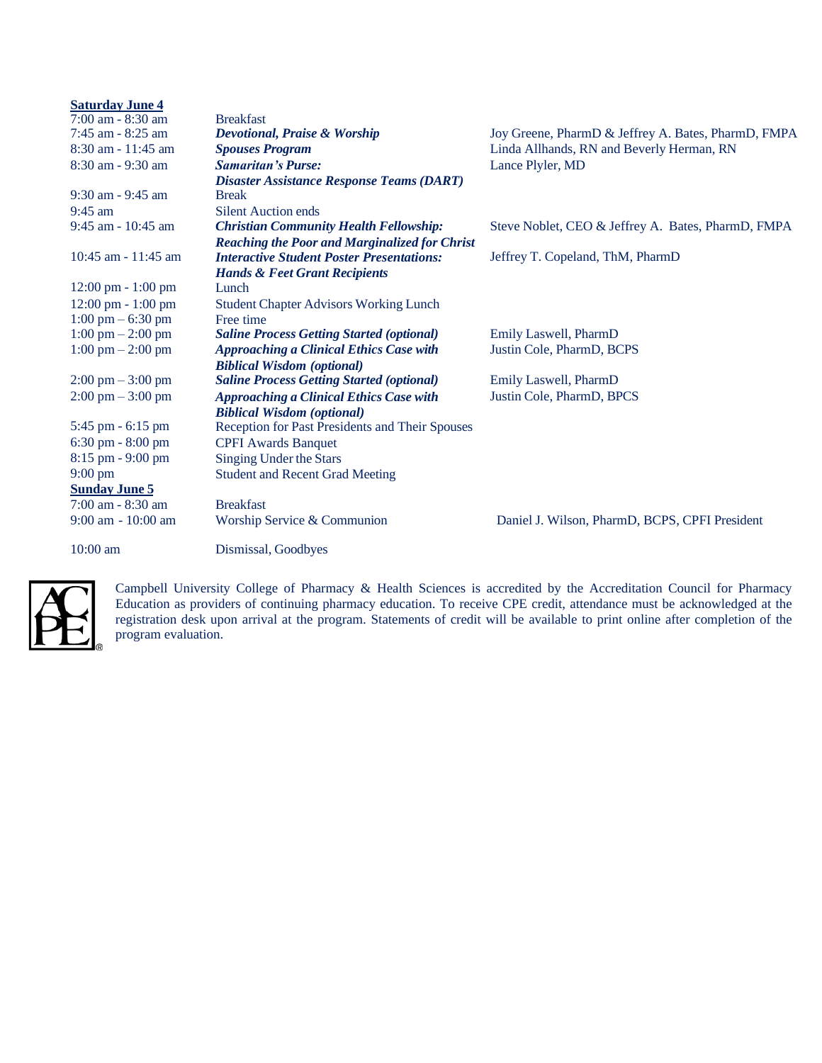**Saturday June 4**

| | | |
|---|---|---|
| 7:00 am - 8:30 am | Breakfast | |
| 7:45 am - 8:25 am | ***Devotional, Praise & Worship*** | Joy Greene, PharmD & Jeffrey A. Bates, PharmD, FMPA |
| 8:30 am - 11:45 am | ***Spouses Program*** | Linda Allhands, RN and Beverly Herman, RN |
| 8:30 am - 9:30 am | ***Samaritan's Purse: Disaster Assistance Response Teams (DART)*** | Lance Plyler, MD |
| 9:30 am - 9:45 am | Break | |
| 9:45 am | Silent Auction ends | |
| 9:45 am - 10:45 am | ***Christian Community Health Fellowship: Reaching the Poor and Marginalized for Christ*** | Steve Noblet, CEO & Jeffrey A. Bates, PharmD, FMPA |
| 10:45 am - 11:45 am | ***Interactive Student Poster Presentations: Hands & Feet Grant Recipients*** | Jeffrey T. Copeland, ThM, PharmD |
| 12:00 pm - 1:00 pm | Lunch | |
| 12:00 pm - 1:00 pm | Student Chapter Advisors Working Lunch | |
| 1:00 pm – 6:30 pm | Free time | |
| 1:00 pm – 2:00 pm | ***Saline Process Getting Started (optional)*** | Emily Laswell, PharmD |
| 1:00 pm – 2:00 pm | ***Approaching a Clinical Ethics Case with Biblical Wisdom (optional)*** | Justin Cole, PharmD, BCPS |
| 2:00 pm – 3:00 pm | ***Saline Process Getting Started (optional)*** | Emily Laswell, PharmD |
| 2:00 pm – 3:00 pm | ***Approaching a Clinical Ethics Case with Biblical Wisdom (optional)*** | Justin Cole, PharmD, BPCS |
| 5:45 pm - 6:15 pm | Reception for Past Presidents and Their Spouses | |
| 6:30 pm - 8:00 pm | CPFI Awards Banquet | |
| 8:15 pm - 9:00 pm | Singing Under the Stars | |
| 9:00 pm | Student and Recent Grad Meeting | |

**Sunday June 5**

| | | |
|---|---|---|
| 7:00 am - 8:30 am | Breakfast | |
| 9:00 am - 10:00 am | Worship Service & Communion | Daniel J. Wilson, PharmD, BCPS, CPFI President |
| 10:00 am | Dismissal, Goodbyes | |

Campbell University College of Pharmacy & Health Sciences is accredited by the Accreditation Council for Pharmacy Education as providers of continuing pharmacy education. To receive CPE credit, attendance must be acknowledged at the registration desk upon arrival at the program. Statements of credit will be available to print online after completion of the program evaluation.